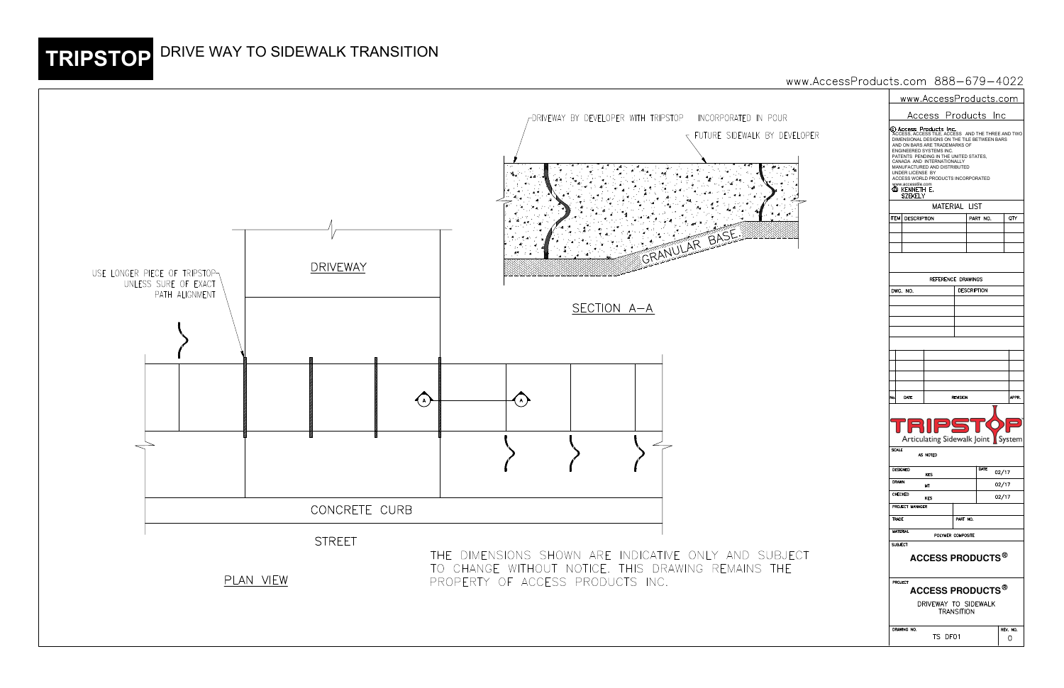# TRIPSTOP DRIVE WAY TO SIDEWALK TRANSITION

www.AccessProducts.com 888-679-4022

DRIVEWAY BY DEVELOPER WITH TRIPSTOP INCORPORATED IN POUR

FUTURE SIDEWALK BY DEVELOPER

GRANULAR BASE

SECTION A–A

USE LONGER PIECE OF TRIPSTOP UNLESS SURE OF EXACT PATH ALIGNMENT

DRIVEWAY

CONCRETE CURB

STREET

PLAN VIEW

THE DIMENSIONS SHOWN ARE INDICATIVE ONLY AND SUBJECT TO CHANGE WITHOUT NOTICE. THIS DRAWING REMAINS THE PROPERTY OF ACCESS PRODUCTS INC.

www.AccessProducts.com

Access Products Inc

© Access Products Inc. ACCESS, ACCESS TILE, ACCESS AND THE THREE AND TWO DIMENSIONAL DESIGNS ON THE TILE BETWEEN BARS AND ON BARS ARE TRADEMARKS OF ENGINEERED SYSTEMS INC. PATENTS PENDING IN THE UNITED STATES, CANADA AND INTERNATIONALLY MANUFACTURED AND DISTRIBUTED UNDER LICENSE BY ACCESS WORLD PRODUCTS INCORPORATED www.accesstile.com KENNETH E. SZEKELY

MATERIAL LIST

| ITEM | DESCRIPTION | PART NO. | QTY |
|---|---|---|---|
| | | | |
| | | | |
| | | | |

REFERENCE DRAWINGS

| DWG. NO. | DESCRIPTION |
|---|---|
| | |
| | |
| | |
| | |

| No. | DATE | REVISION | APPR. |
|---|---|---|---|
| | | | |
| | | | |
| | | | |
| | | | |

TRIPSTOP Articulating Sidewalk Joint System

| | | |
|---|---|---|
| SCALE: AS NOTED | | |
| DESIGNED: KES | DATE | 02/17 |
| DRAWN: MT | | 02/17 |
| CHECKED: KES | | 02/17 |
| PROJECT MANAGER | | |
| TRADE | PART NO. | |
| MATERIAL: POLYMER COMPOSITE | | |

SUBJECT: **ACCESS PRODUCTS®**

PROJECT: **ACCESS PRODUCTS®**

DRIVEWAY TO SIDEWALK TRANSITION

| DRAWING NO. | REV. NO. |
|---|---|
| TS DF01 | 0 |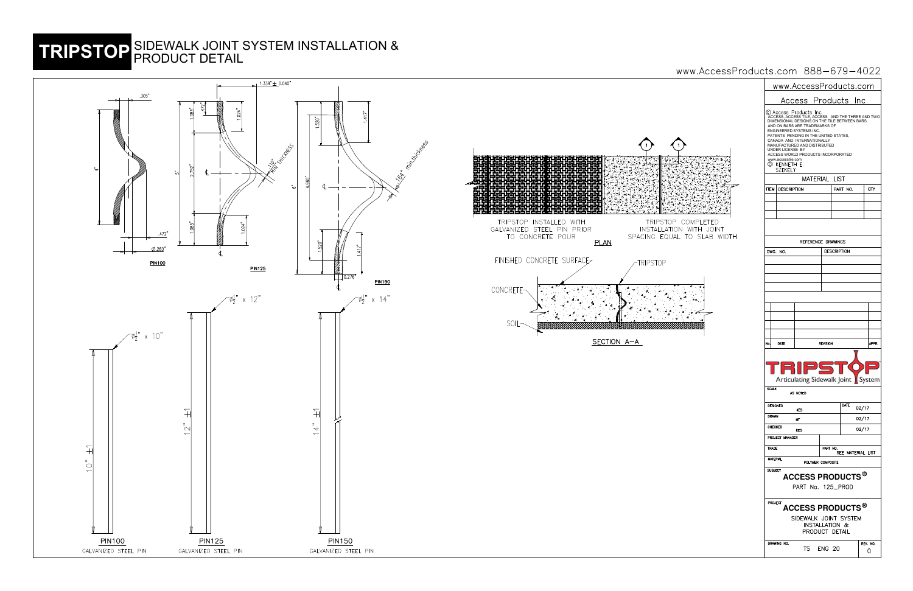# TRIPSTOP SIDEWALK JOINT SYSTEM INSTALLATION & PRODUCT DETAIL

www.AccessProducts.com 888−679−4022

.305"

4"

.472"

Ø.260"

PIN100

1.339" ± 0.040"

1.083"

.472"

1.024"

.110" MIN THICKNESS

5"

2.752"

℄

1.083"

1.024"

℄

PIN125

1.520"

1.417"

.164" min.thickness

6"

4.960"

℄

1.520"

1.417"

0.276"

℄

PIN150

Ø½" x 10"

10" ±1

PIN100
GALVANIZED STEEL PIN

Ø½" x 12"

12" ±1

PIN125
GALVANIZED STEEL PIN

Ø½" x 14"

14" ±1

PIN150
GALVANIZED STEEL PIN

TRIPSTOP INSTALLED WITH GALVANIZED STEEL PIN PRIOR TO CONCRETE POUR

TRIPSTOP COMPLETED INSTALLATION WITH JOINT SPACING EQUAL TO SLAB WIDTH

PLAN

FINISHED CONCRETE SURFACE

TRIPSTOP

CONCRETE

SOIL

SECTION A−A

www.AccessProducts.com

Access Products Inc

© Access Products Inc.
ACCESS, ACCESS TILE, ACCESS AND THE THREE AND TWO DIMENSIONAL DESIGNS ON THE TILE BETWEEN BARS AND ON BARS ARE TRADEMARKS OF ENGINEERED SYSTEMS INC.
PATENTS PENDING IN THE UNITED STATES, CANADA AND INTERNATIONALLY
MANUFACTURED AND DISTRIBUTED UNDER LICENSE BY
ACCESS WORLD PRODUCTS INCORPORATED
www.accesstile.com
© KENNETH E. SZEKELY

MATERIAL LIST

| ITEM | DESCRIPTION | PART NO. | QTY |
|---|---|---|---|
| | | | |

REFERENCE DRAWINGS

| DWG. NO. | DESCRIPTION |
|---|---|
| | |

| No. | DATE | REVISION | APPR. |
|---|---|---|---|
| | | | |

TRIPSTOP Articulating Sidewalk Joint System

| | | | |
|---|---|---|---|
| SCALE | AS NOTED | | |
| DESIGNED | KES | DATE | 02/17 |
| DRAWN | MT | | 02/17 |
| CHECKED | KES | | 02/17 |
| PROJECT MANAGER | | | |
| TRADE | | PART NO. | SEE MATERIAL LIST |
| MATERIAL | POLYMER COMPOSITE | | |

SUBJECT
**ACCESS PRODUCTS®**
PART No. 125_PROD

PROJECT
**ACCESS PRODUCTS®**
SIDEWALK JOINT SYSTEM INSTALLATION & PRODUCT DETAIL

DRAWING NO. TS ENG 20 — REV. NO. 0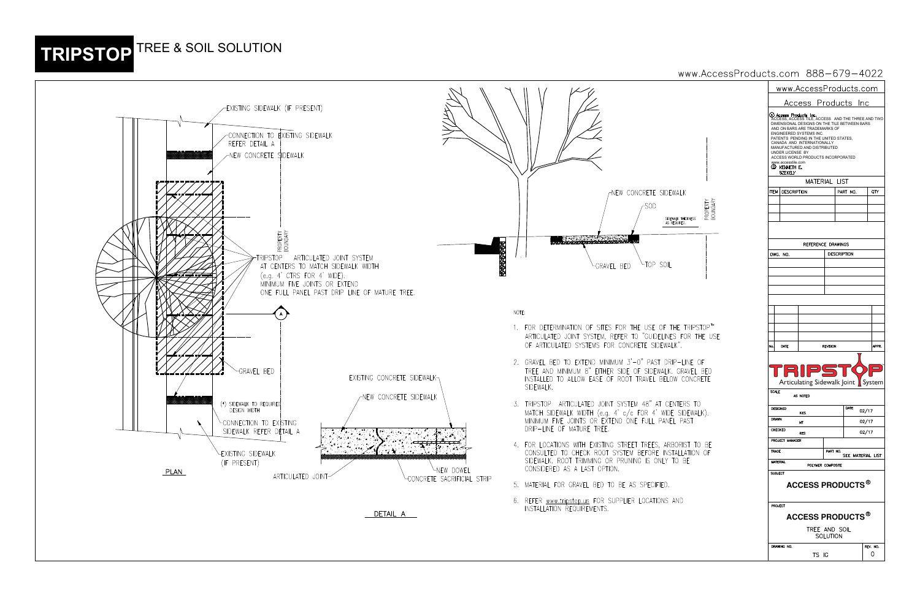# TRIPSTOP TREE & SOIL SOLUTION

www.AccessProducts.com 888-679-4022

EXISTING SIDEWALK (IF PRESENT)

CONNECTION TO EXISTING SIDEWALK REFER DETAIL A

NEW CONCRETE SIDEWALK

PROPERTY BOUNDARY

TRIPSTOP ARTICULATED JOINT SYSTEM AT CENTERS TO MATCH SIDEWALK WIDTH (e.g. 4' CTRS FOR 4' WIDE). MINIMUM FIVE JOINTS OR EXTEND ONE FULL PANEL PAST DRIP LINE OF MATURE TREE.

GRAVEL BED

(*) SIDEWALK TO REQUIRED DESIGN WIDTH

CONNECTION TO EXISTING SIDEWALK REFER DETAIL A

EXISTING SIDEWALK (IF PRESENT)

PLAN

NEW CONCRETE SIDEWALK

SOD

SIDEWALK THICKNESS AS REQUIRED.

PROPERTY BOUNDARY

GRAVEL BED

TOP SOIL

EXISTING CONCRETE SIDEWALK

NEW CONCRETE SIDEWALK

ARTICULATED JOINT

NEW DOWEL

CONCRETE SACRIFICIAL STRIP

DETAIL A

NOTE:

1. FOR DETERMINATION OF SITES FOR THE USE OF THE TRIPSTOP™ ARTICULATED JOINT SYSTEM, REFER TO "GUIDELINES FOR THE USE OF ARTICULATED SYSTEMS FOR CONCRETE SIDEWALK".
2. GRAVEL BED TO EXTEND MINIMUM 3'-0" PAST DRIP-LINE OF TREE AND MINIMUM 8" EITHER SIDE OF SIDEWALK. GRAVEL BED INSTALLED TO ALLOW EASE OF ROOT TRAVEL BELOW CONCRETE SIDEWALK.
3. TRIPSTOP ARTICULATED JOINT SYSTEM 48" AT CENTERS TO MATCH SIDEWALK WIDTH (e.g. 4' c/c FOR 4' WIDE SIDEWALK). MINIMUM FIVE JOINTS OR EXTEND ONE FULL PANEL PAST DRIP-LINE OF MATURE TREE.
4. FOR LOCATIONS WITH EXISTING STREET TREES, ARBORIST TO BE CONSULTED TO CHECK ROOT SYSTEM BEFORE INSTALLATION OF SIDEWALK. ROOT TRIMMING OR PRUNING IS ONLY TO BE CONSIDERED AS A LAST OPTION.
5. MATERIAL FOR GRAVEL BED TO BE AS SPECIFIED.
6. REFER www.tripstop.us FOR SUPPLIER LOCATIONS AND INSTALLATION REQUIREMENTS.

www.AccessProducts.com

Access Products Inc

© Access Products Inc. ACCESS, ACCESS TILE, ACCESS AND THE THREE AND TWO DIMENSIONAL DESIGNS ON THE TILE BETWEEN BARS AND ON BARS ARE TRADEMARKS OF ENGINEERED SYSTEMS INC. PATENTS PENDING IN THE UNITED STATES, CANADA AND INTERNATIONALLY MANUFACTURED AND DISTRIBUTED UNDER LICENSE BY ACCESS WORLD PRODUCTS INCORPORATED www.accesstile.com © KENNETH E. SZEKELY

MATERIAL LIST

| ITEM | DESCRIPTION | PART NO. | QTY |
|---|---|---|---|
| | | | |

REFERENCE DRAWINGS

| DWG. NO. | DESCRIPTION |
|---|---|
| | |

| No. | DATE | REVISION | APPR. |
|---|---|---|---|
| | | | |

TRIPSTOP Articulating Sidewalk Joint System

| | | | |
|---|---|---|---|
| SCALE | AS NOTED | | |
| DESIGNED | KES | DATE | 02/17 |
| DRAWN | MT | | 02/17 |
| CHECKED | KES | | 02/17 |
| PROJECT MANAGER | | | |
| TRADE | | PART NO. | SEE MATERIAL LIST |
| MATERIAL | POLYMER COMPOSITE | | |

SUBJECT: ACCESS PRODUCTS®

PROJECT: ACCESS PRODUCTS® TREE AND SOIL SOLUTION

DRAWING NO. TS IG — REV. NO. 0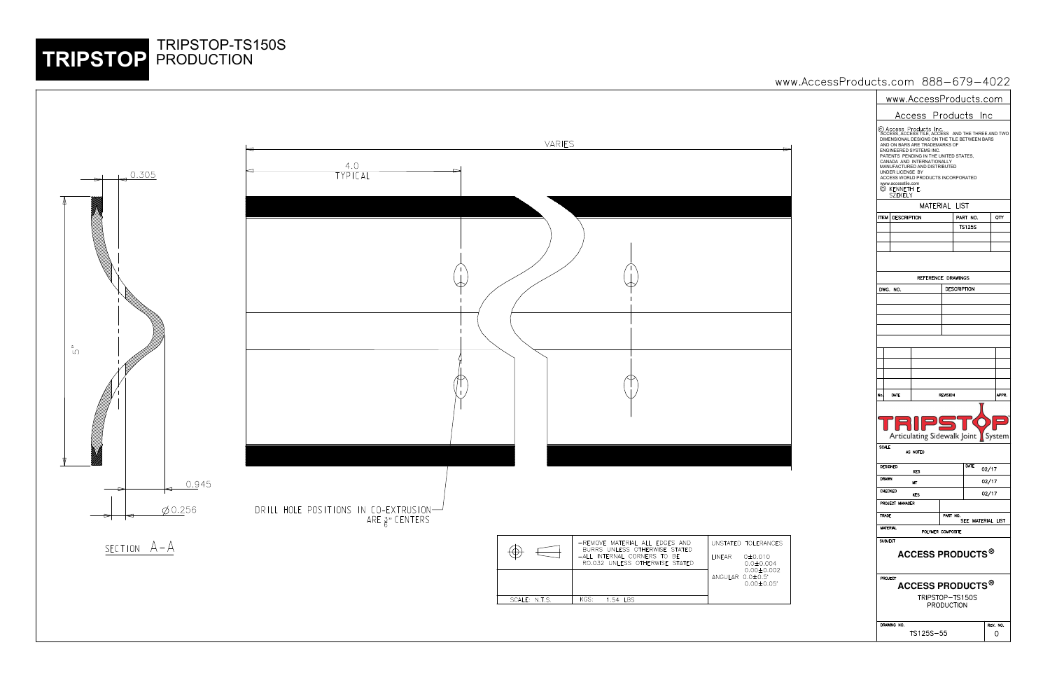# TRIPSTOP TRIPSTOP-TS150S PRODUCTION

www.AccessProducts.com 888–679–4022

0.305

5"

0.945

Ø0.256

SECTION A–A

VARIES

4.0
TYPICAL

DRILL HOLE POSITIONS IN CO-EXTRUSION ARE $\frac{3}{8}$" CENTERS

| | |
|---|---|
| | –REMOVE MATERIAL ALL EDGES AND BURRS UNLESS OTHERWISE STATED<br>–ALL INTERNAL CORNERS TO BE RD.032 UNLESS OTHERWISE STATED |
| SCALE: N.T.S. | KGS: 1.54 LBS |

UNSTATED TOLERANCES

LINEAR 0±0.010
0.0±0.004
0.00±0.002

ANGULAR 0.0±0.5°
0.00±0.05°

www.AccessProducts.com

Access Products Inc

© Access Products Inc. ACCESS, ACCESS TILE, ACCESS AND THE THREE AND TWO DIMENSIONAL DESIGNS ON THE TILE BETWEEN BARS AND ON BARS ARE TRADEMARKS OF ENGINEERED SYSTEMS INC. PATENTS PENDING IN THE UNITED STATES, CANADA AND INTERNATIONALLY MANUFACTURED AND DISTRIBUTED UNDER LICENSE BY ACCESS WORLD PRODUCTS INCORPORATED www.accesstile.com © KENNETH E. SZEKELY

MATERIAL LIST

| ITEM | DESCRIPTION | PART NO. | QTY |
|---|---|---|---|
| | | TS125S | |

REFERENCE DRAWINGS

| DWG. NO. | DESCRIPTION |
|---|---|
| | |

| No. | DATE | REVISION | APPR. |
|---|---|---|---|
| | | | |

TRIPSTOP Articulating Sidewalk Joint System

SCALE AS NOTED

| | | DATE |
|---|---|---|
| DESIGNED | KES | 02/17 |
| DRAWN | MT | 02/17 |
| CHECKED | KES | 02/17 |
| PROJECT MANAGER | | |

TRADE

PART NO. SEE MATERIAL LIST

MATERIAL POLYMER COMPOSITE

SUBJECT **ACCESS PRODUCTS®**

PROJECT **ACCESS PRODUCTS®** TRIPSTOP–TS150S PRODUCTION

DRAWING NO. TS125S–55

REV. NO. 0